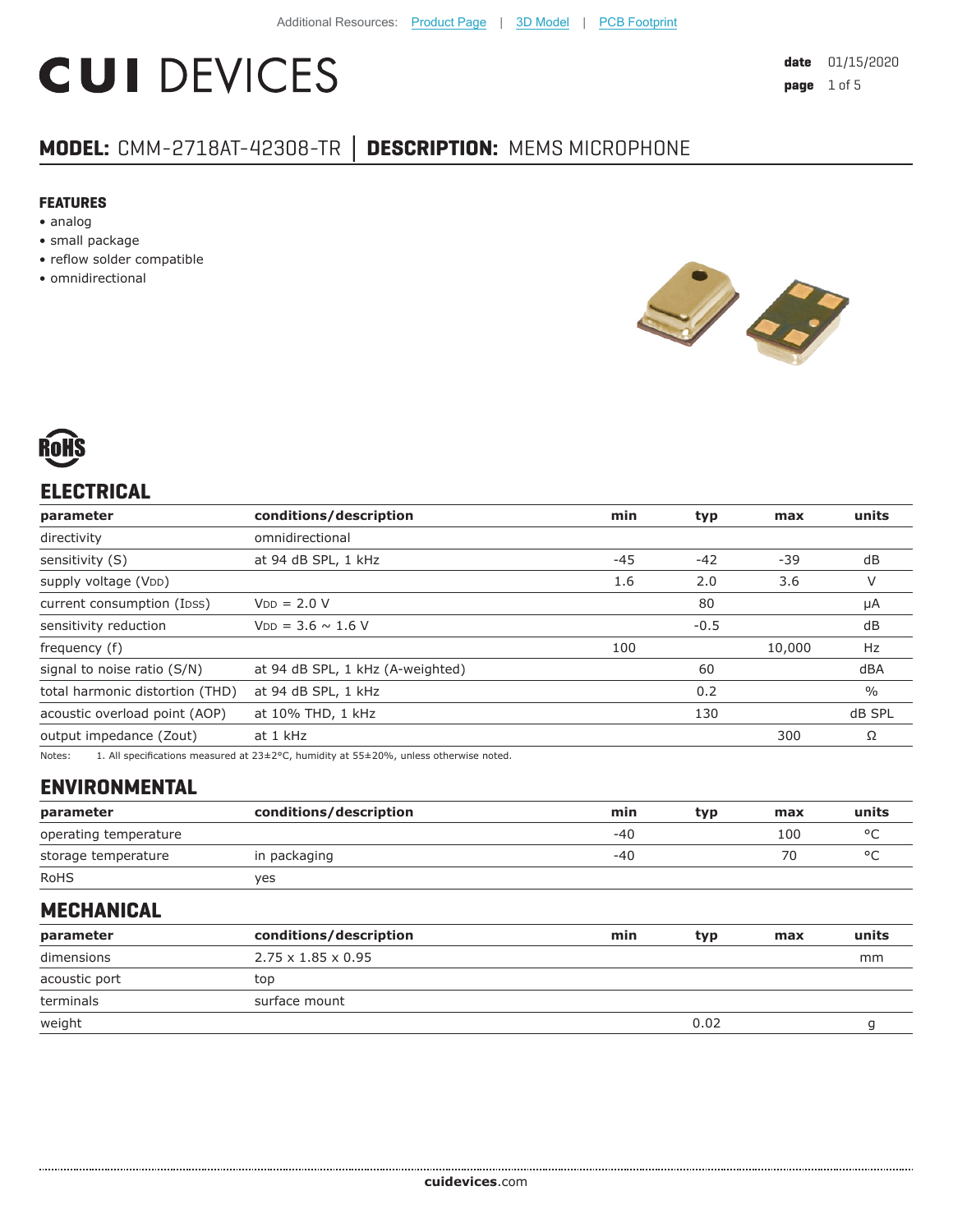Additional Resources: Product Page | 3D Model | PCB Footprint

# CUI DEVICES

**date** 01/15/2020

## MODEL: CMM-2718AT-42308-TR │ DESCRIPTION: MEMS MICROPHONE

### FEATURES

- analog
- small package
- reflow solder compatible
- omnidirectional

RoHS

## ELECTRICAL

| parameter | conditions/description | min | typ | max | units |
|---|---|---|---|---|---|
| directivity | omnidirectional | | | | |
| sensitivity (S) | at 94 dB SPL, 1 kHz | -45 | -42 | -39 | dB |
| supply voltage ($V_{DD}$) | | 1.6 | 2.0 | 3.6 | V |
| current consumption ($I_{DSS}$) | $V_{DD}$ = 2.0 V | | 80 | | μA |
| sensitivity reduction | $V_{DD}$ = 3.6 ~ 1.6 V | | -0.5 | | dB |
| frequency (f) | | 100 | | 10,000 | Hz |
| signal to noise ratio (S/N) | at 94 dB SPL, 1 kHz (A-weighted) | | 60 | | dBA |
| total harmonic distortion (THD) | at 94 dB SPL, 1 kHz | | 0.2 | | % |
| acoustic overload point (AOP) | at 10% THD, 1 kHz | | 130 | | dB SPL |
| output impedance (Zout) | at 1 kHz | | | 300 | Ω |

Notes: 1. All specifications measured at 23±2°C, humidity at 55±20%, unless otherwise noted.

## ENVIRONMENTAL

| parameter | conditions/description | min | typ | max | units |
|---|---|---|---|---|---|
| operating temperature | | -40 | | 100 | °C |
| storage temperature | in packaging | -40 | | 70 | °C |
| RoHS | yes | | | | |

## MECHANICAL

| parameter | conditions/description | min | typ | max | units |
|---|---|---|---|---|---|
| dimensions | 2.75 x 1.85 x 0.95 | | | | mm |
| acoustic port | top | | | | |
| terminals | surface mount | | | | |
| weight | | | 0.02 | | g |

**cuidevices**.com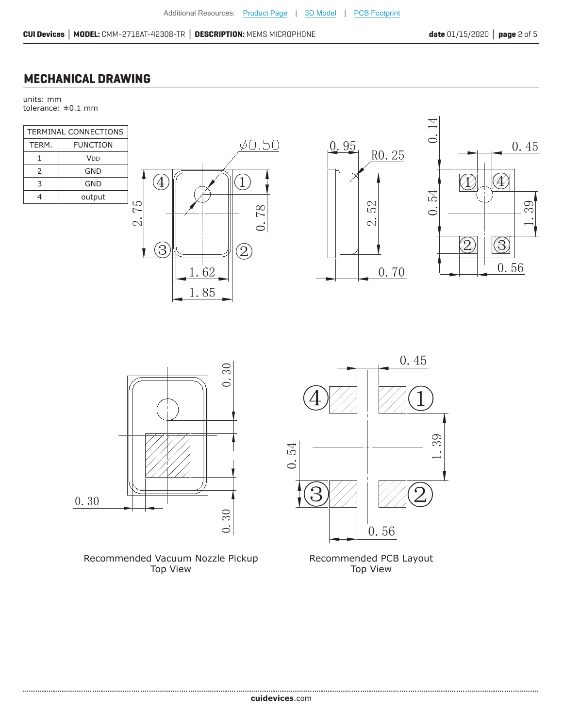## MECHANICAL DRAWING

units: mm
tolerance: ±0.1 mm

| TERMINAL CONNECTIONS | |
|---|---|
| TERM. | FUNCTION |
| 1 | VDD |
| 2 | GND |
| 3 | GND |
| 4 | output |

Recommended Vacuum Nozzle Pickup
Top View

Recommended PCB Layout
Top View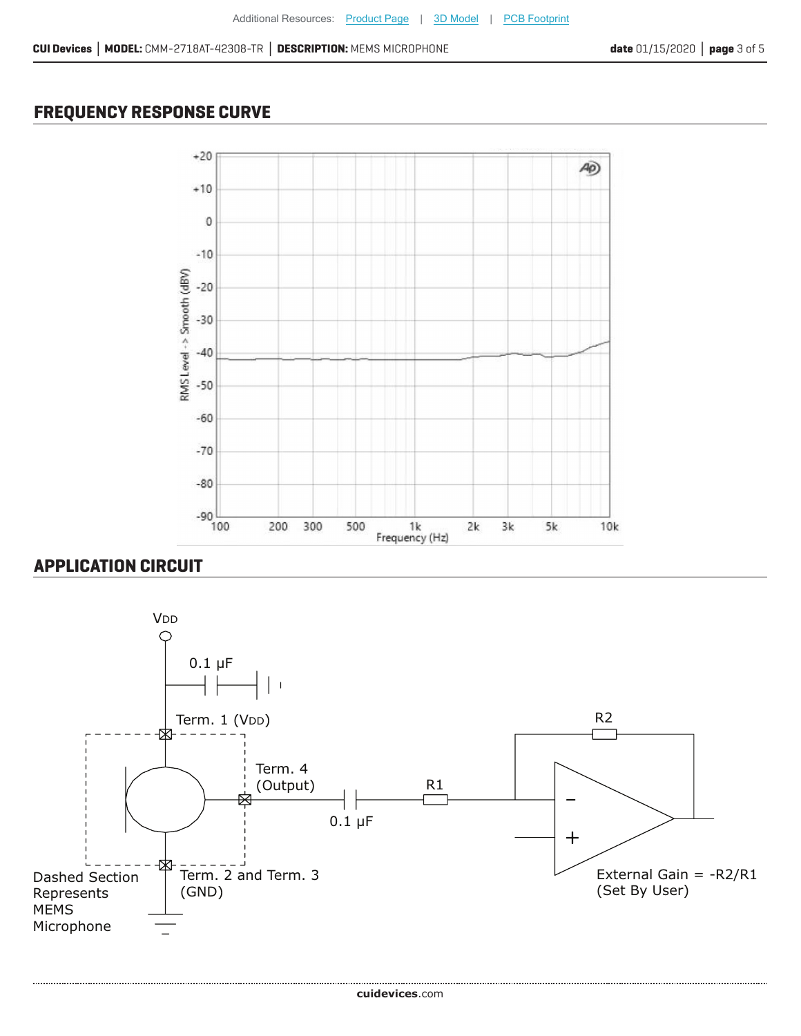## FREQUENCY RESPONSE CURVE

RMS Level -> Smooth (dBV)

+20, +10, 0, -10, -20, -30, -40, -50, -60, -70, -80, -90

100, 200, 300, 500, 1k, 2k, 3k, 5k, 10k

Frequency (Hz)

## APPLICATION CIRCUIT

VDD

0.1 µF

Term. 1 (VDD)

Term. 4 (Output)

0.1 µF

R1

R2

Term. 2 and Term. 3 (GND)

Dashed Section Represents MEMS Microphone

External Gain = -R2/R1 (Set By User)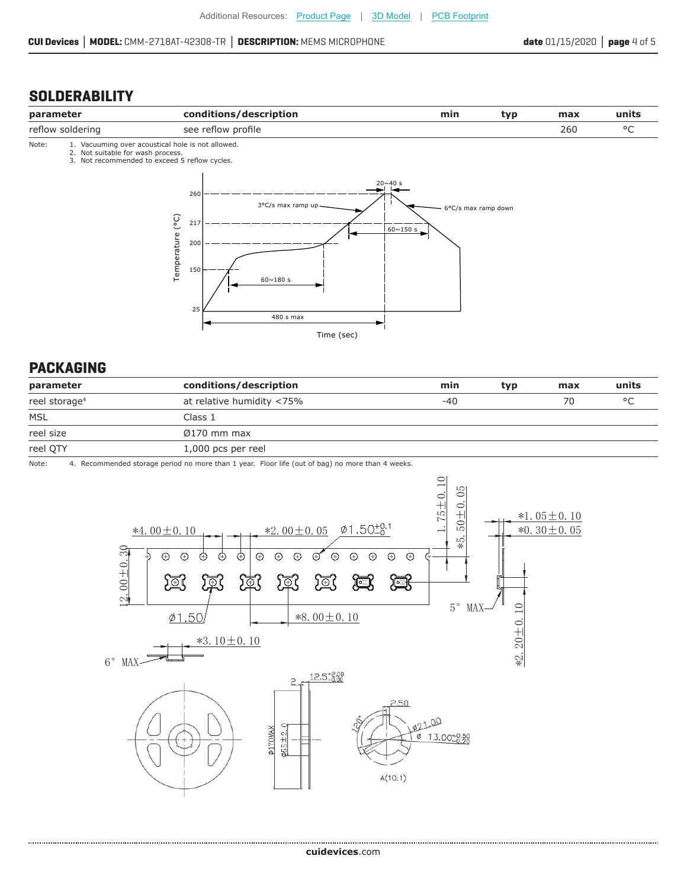## SOLDERABILITY

| parameter | conditions/description | min | typ | max | units |
|---|---|---|---|---|---|
| reflow soldering | see reflow profile | | | 260 | °C |

Note: 1. Vacuuming over acoustical hole is not allowed.
2. Not suitable for wash process.
3. Not recommended to exceed 5 reflow cycles.

## PACKAGING

| parameter | conditions/description | min | typ | max | units |
|---|---|---|---|---|---|
| reel storage[4] | at relative humidity <75% | -40 | | 70 | °C |
| MSL | Class 1 | | | | |
| reel size | Ø170 mm max | | | | |
| reel QTY | 1,000 pcs per reel | | | | |

Note: 4. Recommended storage period no more than 1 year. Floor life (out of bag) no more than 4 weeks.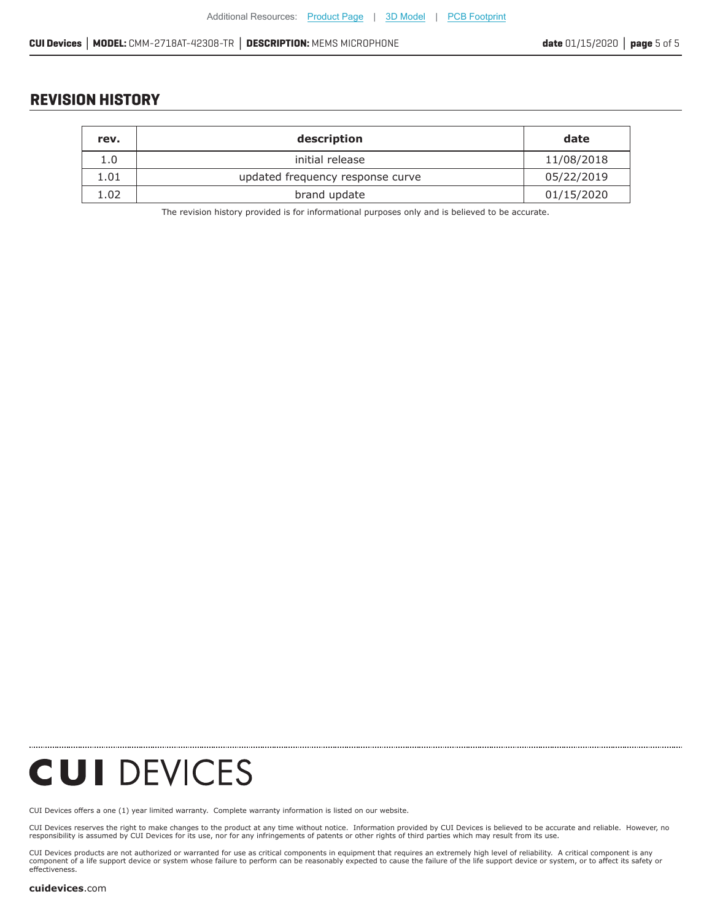## REVISION HISTORY

| rev. | description | date |
| --- | --- | --- |
| 1.0 | initial release | 11/08/2018 |
| 1.01 | updated frequency response curve | 05/22/2019 |
| 1.02 | brand update | 01/15/2020 |

The revision history provided is for informational purposes only and is believed to be accurate.

**CUI DEVICES**

CUI Devices offers a one (1) year limited warranty. Complete warranty information is listed on our website.

CUI Devices reserves the right to make changes to the product at any time without notice. Information provided by CUI Devices is believed to be accurate and reliable. However, no responsibility is assumed by CUI Devices for its use, nor for any infringements of patents or other rights of third parties which may result from its use.

CUI Devices products are not authorized or warranted for use as critical components in equipment that requires an extremely high level of reliability. A critical component is any component of a life support device or system whose failure to perform can be reasonably expected to cause the failure of the life support device or system, or to affect its safety or effectiveness.

**cuidevices**.com